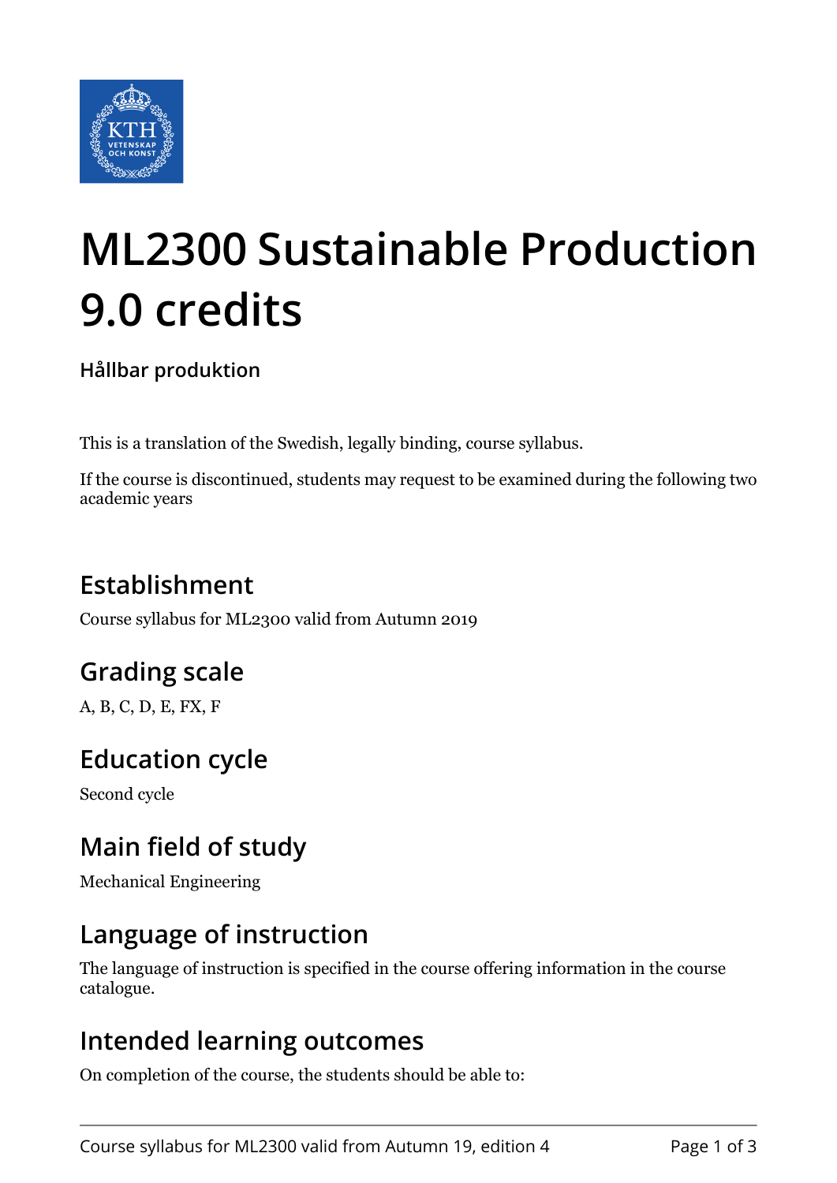# ML2300 Sustainable Production 9.0 credits

**Hållbar produktion**

This is a translation of the Swedish, legally binding, course syllabus.

If the course is discontinued, students may request to be examined during the following two academic years

## Establishment

Course syllabus for ML2300 valid from Autumn 2019

## Grading scale

A, B, C, D, E, FX, F

## Education cycle

Second cycle

## Main field of study

Mechanical Engineering

## Language of instruction

The language of instruction is specified in the course offering information in the course catalogue.

## Intended learning outcomes

On completion of the course, the students should be able to: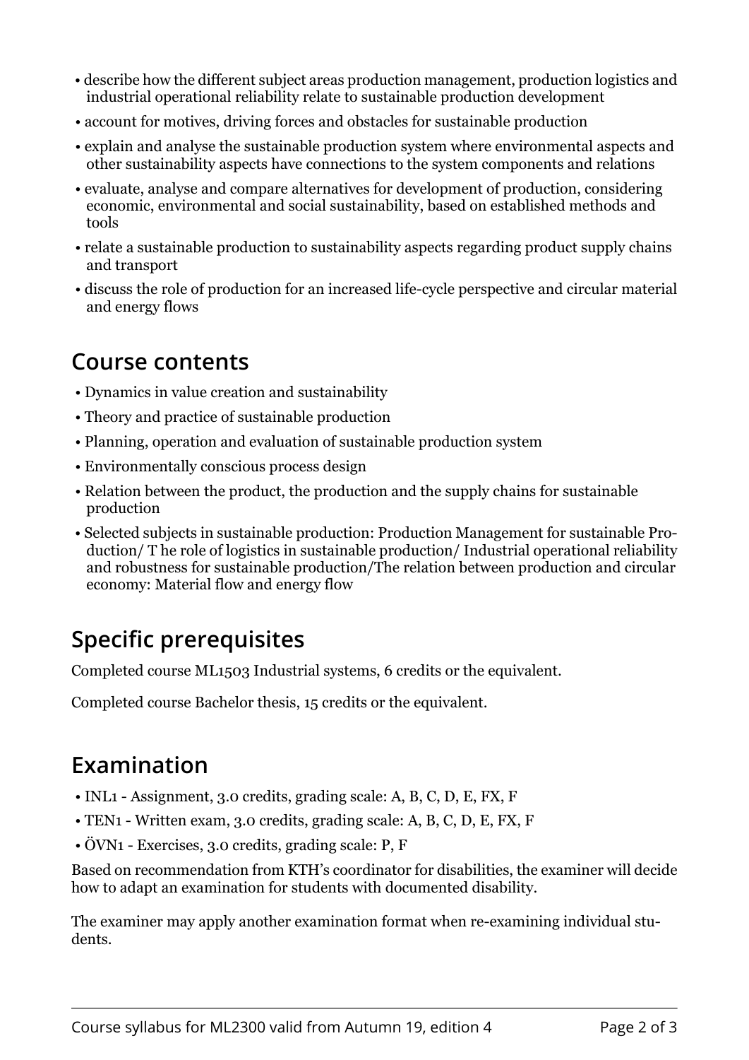- describe how the different subject areas production management, production logistics and industrial operational reliability relate to sustainable production development
- account for motives, driving forces and obstacles for sustainable production
- explain and analyse the sustainable production system where environmental aspects and other sustainability aspects have connections to the system components and relations
- evaluate, analyse and compare alternatives for development of production, considering economic, environmental and social sustainability, based on established methods and tools
- relate a sustainable production to sustainability aspects regarding product supply chains and transport
- discuss the role of production for an increased life-cycle perspective and circular material and energy flows

## Course contents

- Dynamics in value creation and sustainability
- Theory and practice of sustainable production
- Planning, operation and evaluation of sustainable production system
- Environmentally conscious process design
- Relation between the product, the production and the supply chains for sustainable production
- Selected subjects in sustainable production: Production Management for sustainable Production/ T he role of logistics in sustainable production/ Industrial operational reliability and robustness for sustainable production/The relation between production and circular economy: Material flow and energy flow

## Specific prerequisites

Completed course ML1503 Industrial systems, 6 credits or the equivalent.

Completed course Bachelor thesis, 15 credits or the equivalent.

## Examination

- INL1 - Assignment, 3.0 credits, grading scale: A, B, C, D, E, FX, F
- TEN1 - Written exam, 3.0 credits, grading scale: A, B, C, D, E, FX, F
- ÖVN1 - Exercises, 3.0 credits, grading scale: P, F

Based on recommendation from KTH's coordinator for disabilities, the examiner will decide how to adapt an examination for students with documented disability.

The examiner may apply another examination format when re-examining individual students.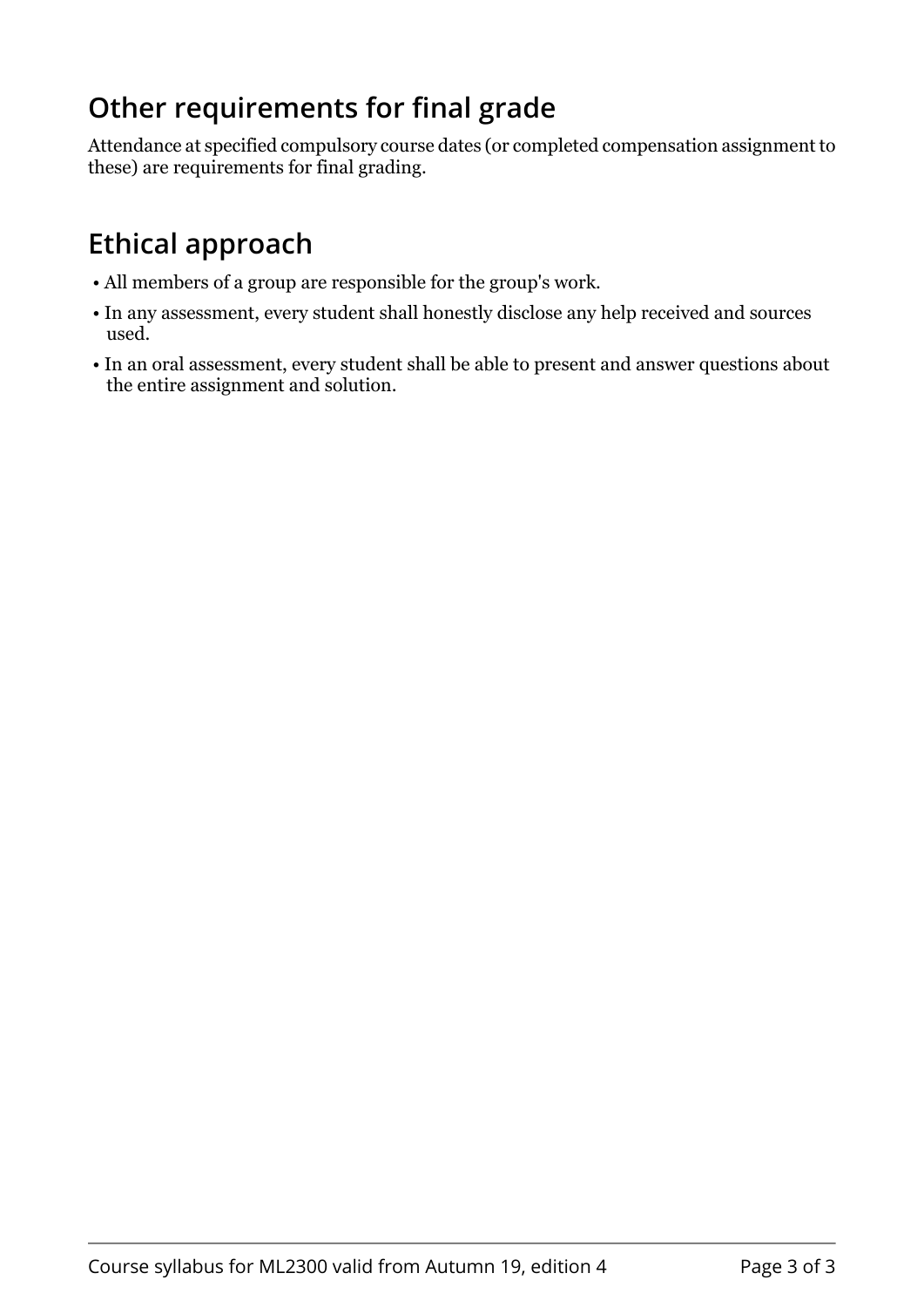## Other requirements for final grade

Attendance at specified compulsory course dates (or completed compensation assignment to these) are requirements for final grading.

## Ethical approach

- All members of a group are responsible for the group's work.
- In any assessment, every student shall honestly disclose any help received and sources used.
- In an oral assessment, every student shall be able to present and answer questions about the entire assignment and solution.